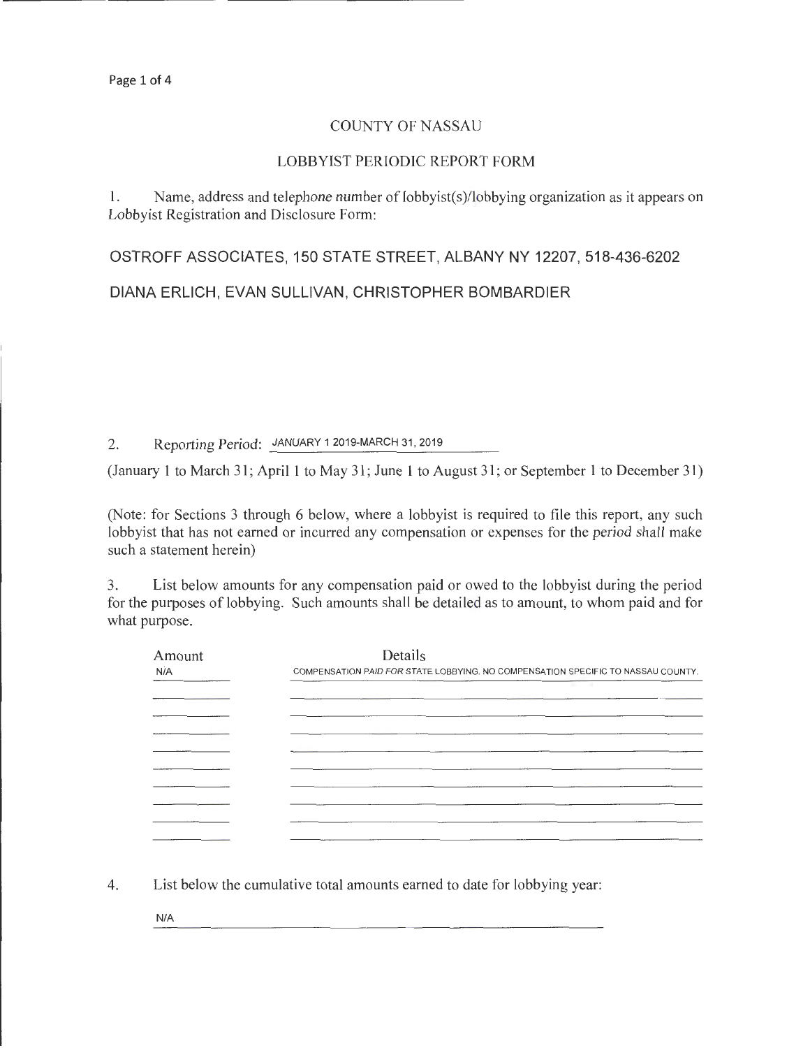# COUNTY OF NASSAU

## LOBBYIST PERIODIC REPORT FORM

1. Name, address and telephone number of lobbyist(s)/lobbying organization as it appears on Lobbyist Registration and Disclosure Form:

OSTROFF ASSOCIATES, 150 STATE STREET, ALBANY NY 12207, 518-436-6202

DIANA ERLICH, EVAN SULLIVAN, CHRISTOPHER BOMBARDIER

2. Reporting Period: JANUARY 1 2019-MARCH 31, 2019

(January 1 to March 31; April 1 to May 31; June 1 to August 31; or September 1 to December 31)

(Note: for Sections 3 through 6 below, where a lobbyist is required to file this report, any such lobbyist that has not earned or incurred any compensation or expenses for the period shall make such a statement herein)

3. List below amounts for any compensation paid or owed to the lobbyist during the period for the purposes of lobbying. Such amounts shall be detailed as to amount, to whom paid and for what purpose.

| Amount | Details |
|---|---|
| N/A | COMPENSATION PAID FOR STATE LOBBYING. NO COMPENSATION SPECIFIC TO NASSAU COUNTY. |

4. List below the cumulative total amounts earned to date for lobbying year:

N/A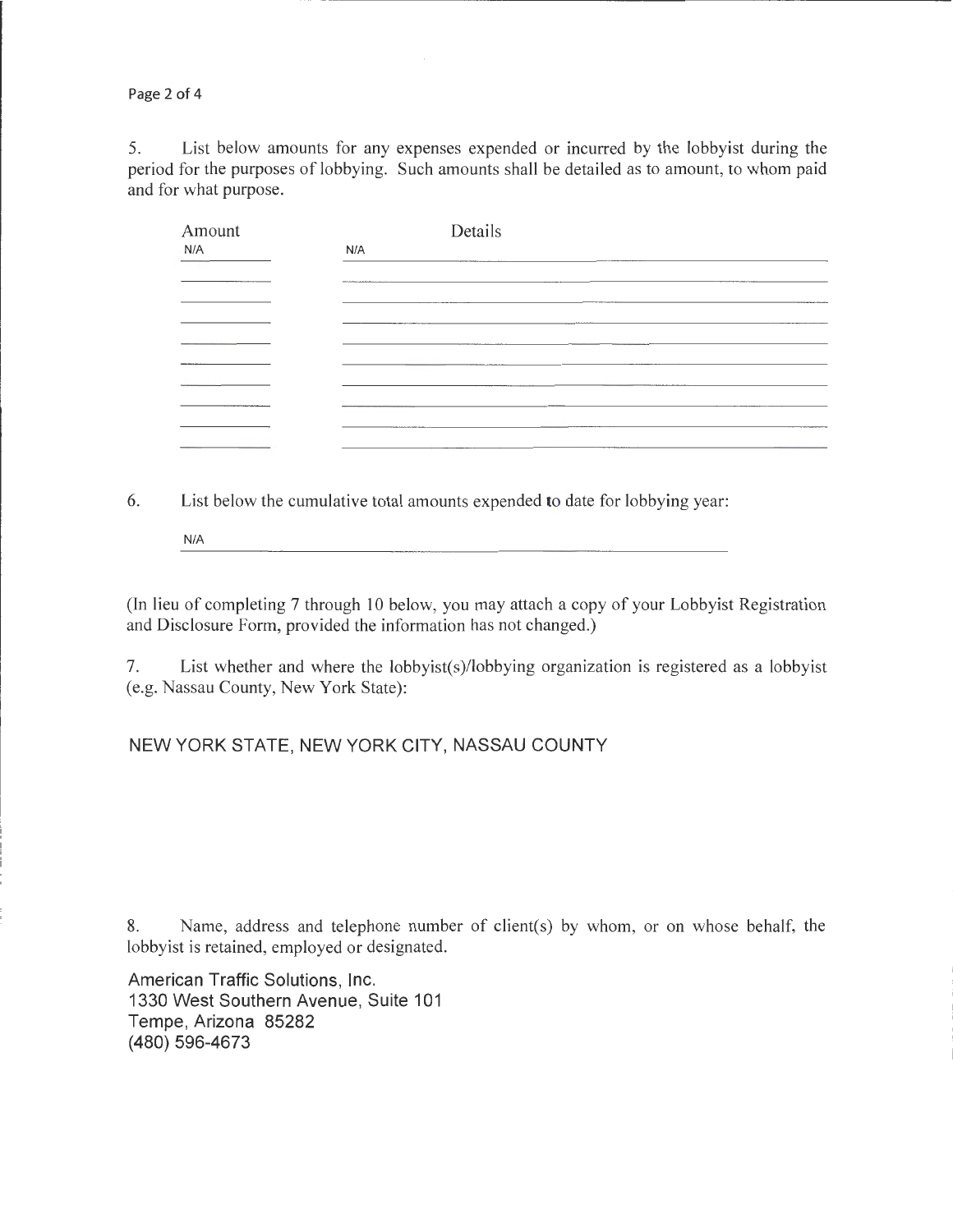5. List below amounts for any expenses expended or incurred by the lobbyist during the period for the purposes of lobbying. Such amounts shall be detailed as to amount, to whom paid and for what purpose.

| Amount | Details |
|---|---|
| N/A | N/A |

6. List below the cumulative total amounts expended to date for lobbying year:

N/A

(In lieu of completing 7 through 10 below, you may attach a copy of your Lobbyist Registration and Disclosure Form, provided the information has not changed.)

7. List whether and where the lobbyist(s)/lobbying organization is registered as a lobbyist (e.g. Nassau County, New York State):

NEW YORK STATE, NEW YORK CITY, NASSAU COUNTY

8. Name, address and telephone number of client(s) by whom, or on whose behalf, the lobbyist is retained, employed or designated.

American Traffic Solutions, Inc.
1330 West Southern Avenue, Suite 101
Tempe, Arizona 85282
(480) 596-4673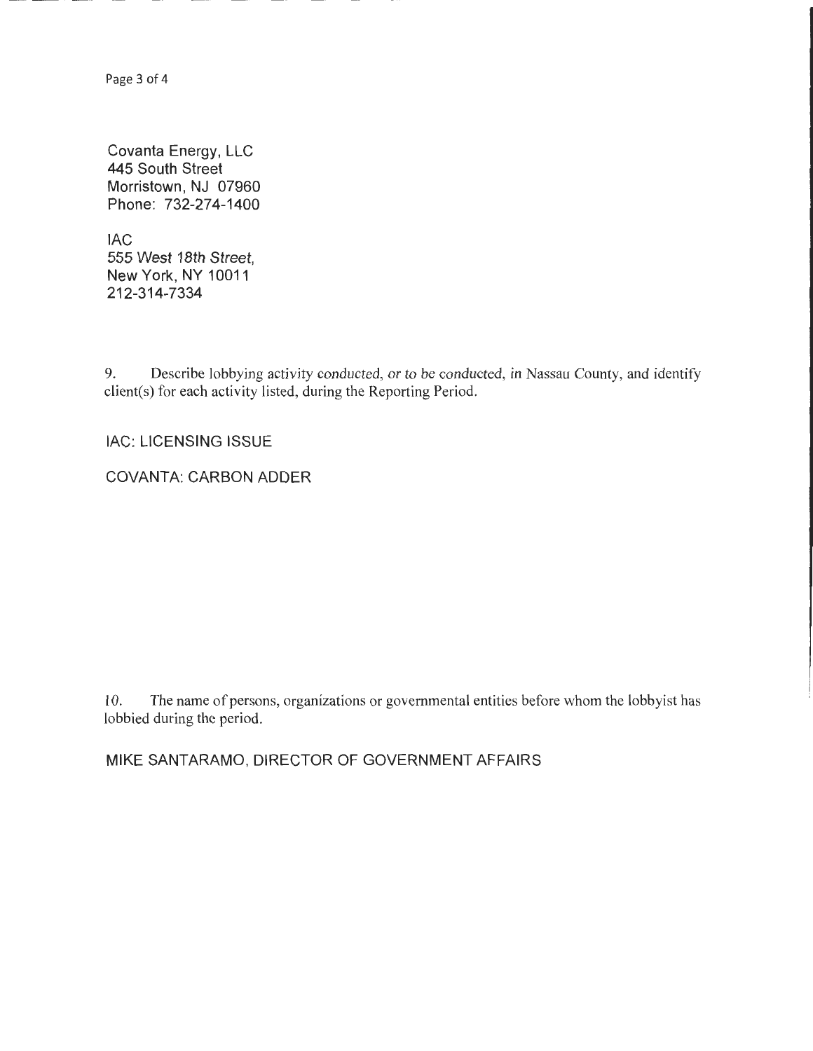Covanta Energy, LLC
445 South Street
Morristown, NJ 07960
Phone: 732-274-1400

IAC
555 West 18th Street,
New York, NY 10011
212-314-7334

9. Describe lobbying activity conducted, or to be conducted, in Nassau County, and identify client(s) for each activity listed, during the Reporting Period.

IAC: LICENSING ISSUE

COVANTA: CARBON ADDER

10. The name of persons, organizations or governmental entities before whom the lobbyist has lobbied during the period.

MIKE SANTARAMO, DIRECTOR OF GOVERNMENT AFFAIRS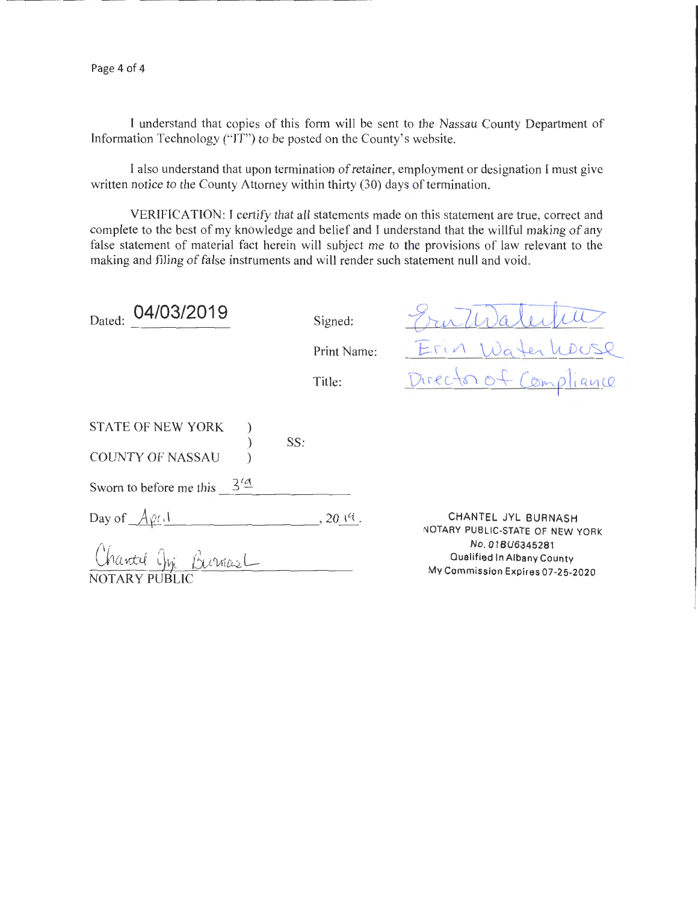I understand that copies of this form will be sent to the Nassau County Department of Information Technology ("IT") to be posted on the County's website.

I also understand that upon termination of retainer, employment or designation I must give written notice to the County Attorney within thirty (30) days of termination.

VERIFICATION: I certify that all statements made on this statement are true, correct and complete to the best of my knowledge and belief and I understand that the willful making of any false statement of material fact herein will subject me to the provisions of law relevant to the making and filing of false instruments and will render such statement null and void.

Dated: 04/03/2019

Signed: Erin Waterhouse

Print Name: Erin Waterhouse

Title: Director of Compliance

STATE OF NEW YORK )
) SS:
COUNTY OF NASSAU )

Sworn to before me this 3rd

Day of April, 2019.

Chantel Jyl Burnash
NOTARY PUBLIC

CHANTEL JYL BURNASH
NOTARY PUBLIC-STATE OF NEW YORK
No. 01BU6345281
Qualified In Albany County
My Commission Expires 07-25-2020